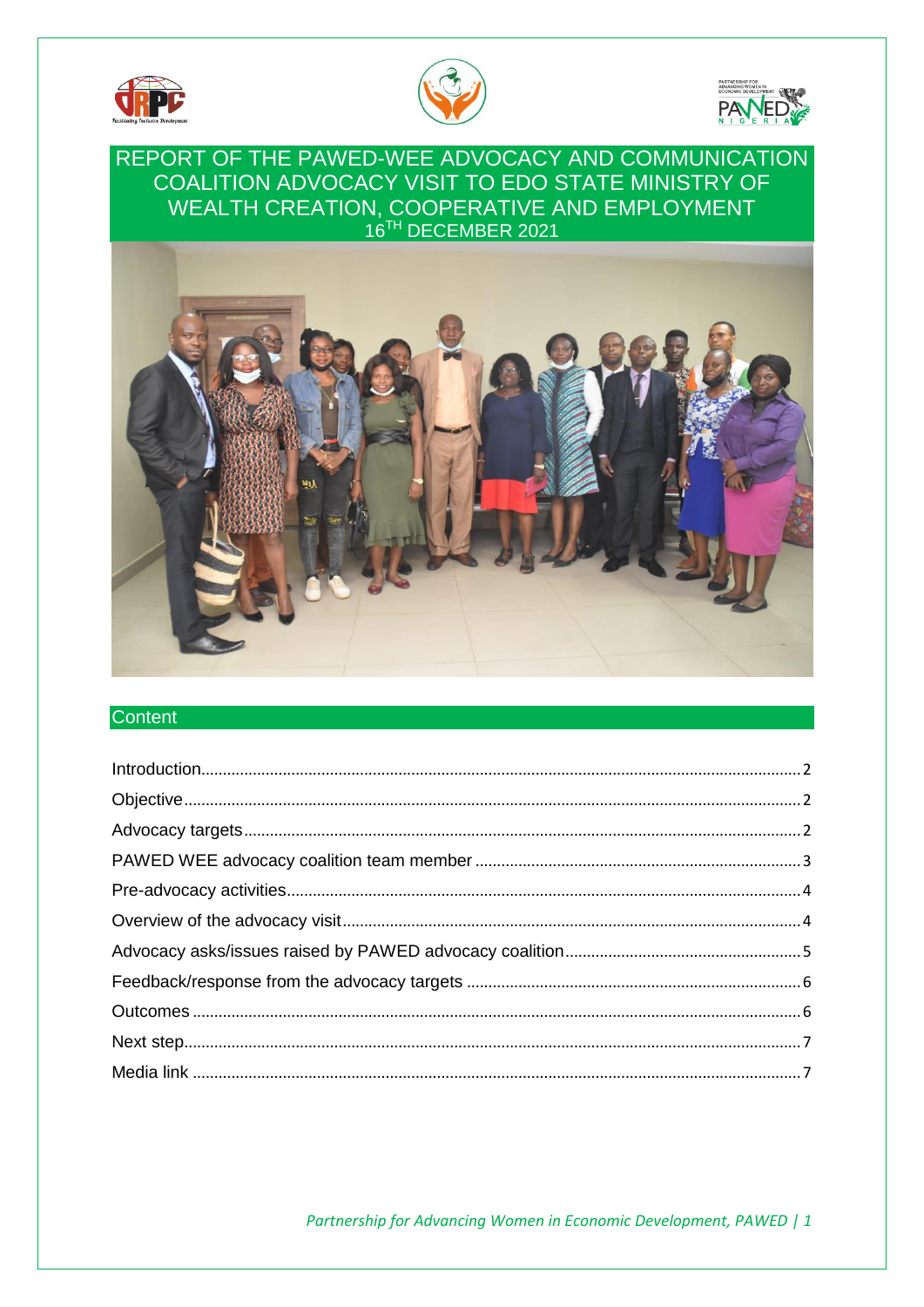# REPORT OF THE PAWED-WEE ADVOCACY AND COMMUNICATION COALITION ADVOCACY VISIT TO EDO STATE MINISTRY OF WEALTH CREATION, COOPERATIVE AND EMPLOYMENT

16TH DECEMBER 2021

## Content

- Introduction ..... 2
- Objective ..... 2
- Advocacy targets ..... 2
- PAWED WEE advocacy coalition team member ..... 3
- Pre-advocacy activities ..... 4
- Overview of the advocacy visit ..... 4
- Advocacy asks/issues raised by PAWED advocacy coalition ..... 5
- Feedback/response from the advocacy targets ..... 6
- Outcomes ..... 6
- Next step ..... 7
- Media link ..... 7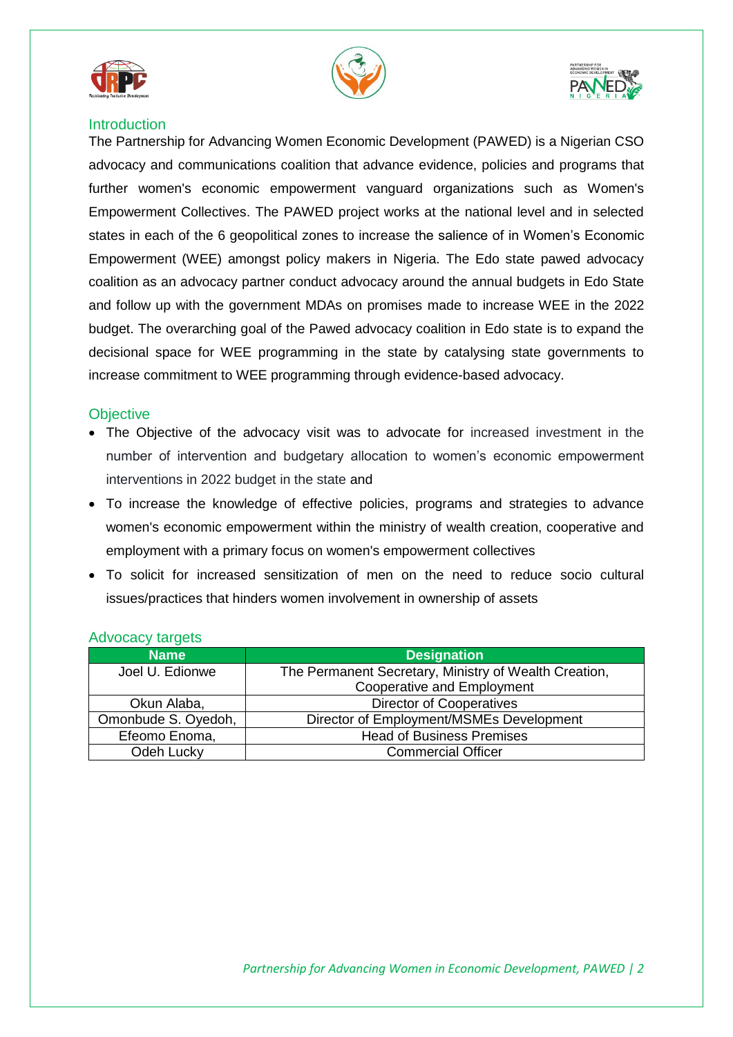## Introduction

The Partnership for Advancing Women Economic Development (PAWED) is a Nigerian CSO advocacy and communications coalition that advance evidence, policies and programs that further women's economic empowerment vanguard organizations such as Women's Empowerment Collectives. The PAWED project works at the national level and in selected states in each of the 6 geopolitical zones to increase the salience of in Women's Economic Empowerment (WEE) amongst policy makers in Nigeria. The Edo state pawed advocacy coalition as an advocacy partner conduct advocacy around the annual budgets in Edo State and follow up with the government MDAs on promises made to increase WEE in the 2022 budget. The overarching goal of the Pawed advocacy coalition in Edo state is to expand the decisional space for WEE programming in the state by catalysing state governments to increase commitment to WEE programming through evidence-based advocacy.

## Objective

- The Objective of the advocacy visit was to advocate for increased investment in the number of intervention and budgetary allocation to women's economic empowerment interventions in 2022 budget in the state and
- To increase the knowledge of effective policies, programs and strategies to advance women's economic empowerment within the ministry of wealth creation, cooperative and employment with a primary focus on women's empowerment collectives
- To solicit for increased sensitization of men on the need to reduce socio cultural issues/practices that hinders women involvement in ownership of assets

## Advocacy targets

| Name | Designation |
|---|---|
| Joel U. Edionwe | The Permanent Secretary, Ministry of Wealth Creation, Cooperative and Employment |
| Okun Alaba, | Director of Cooperatives |
| Omonbude S. Oyedoh, | Director of Employment/MSMEs Development |
| Efeomo Enoma, | Head of Business Premises |
| Odeh Lucky | Commercial Officer |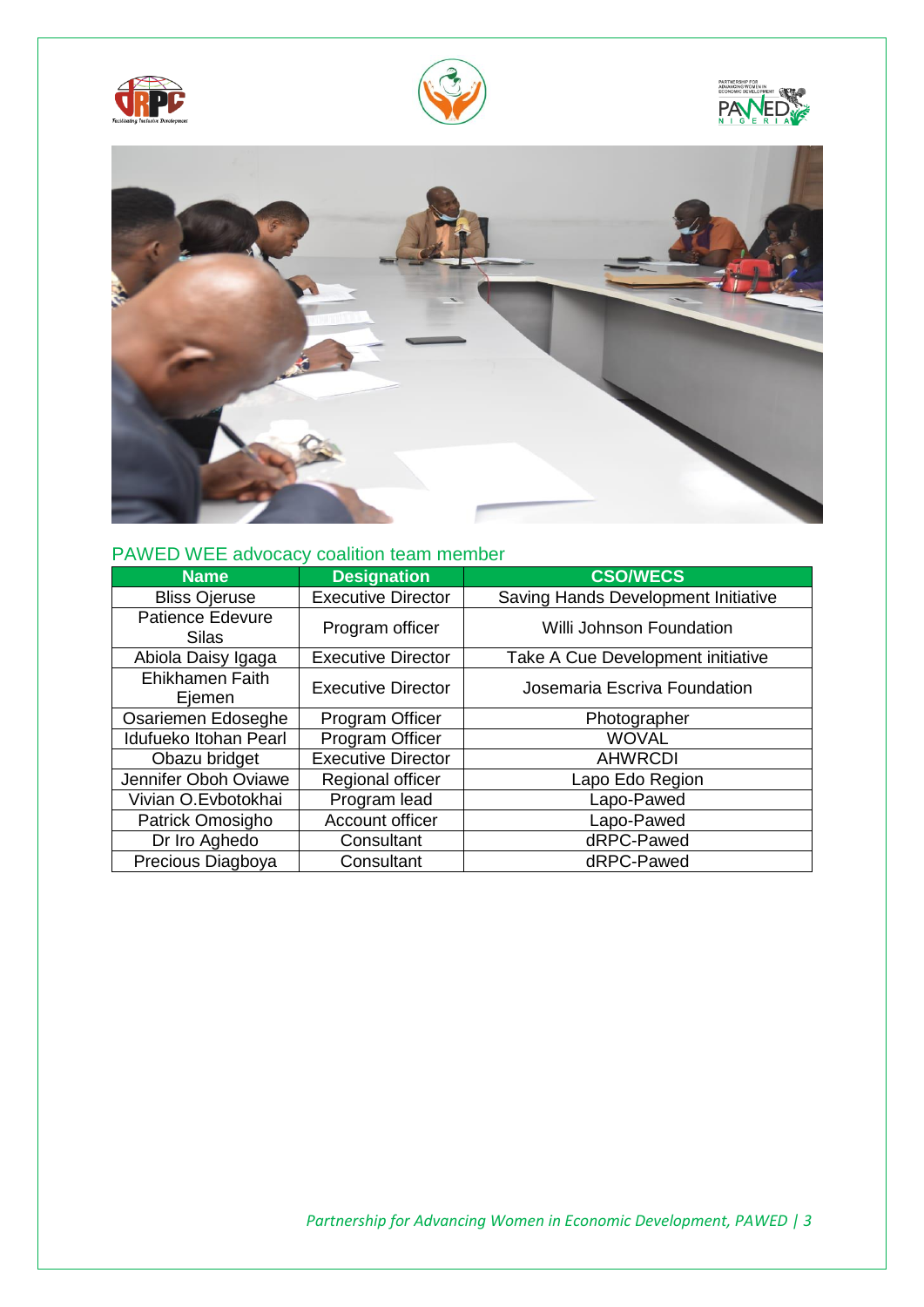PAWED WEE advocacy coalition team member

| Name | Designation | CSO/WECS |
|---|---|---|
| Bliss Ojeruse | Executive Director | Saving Hands Development Initiative |
| Patience Edevure Silas | Program officer | Willi Johnson Foundation |
| Abiola Daisy Igaga | Executive Director | Take A Cue Development initiative |
| Ehikhamen Faith Ejemen | Executive Director | Josemaria Escriva Foundation |
| Osariemen Edoseghe | Program Officer | Photographer |
| Idufueko Itohan Pearl | Program Officer | WOVAL |
| Obazu bridget | Executive Director | AHWRCDI |
| Jennifer Oboh Oviawe | Regional officer | Lapo Edo Region |
| Vivian O.Evbotokhai | Program lead | Lapo-Pawed |
| Patrick Omosigho | Account officer | Lapo-Pawed |
| Dr Iro Aghedo | Consultant | dRPC-Pawed |
| Precious Diagboya | Consultant | dRPC-Pawed |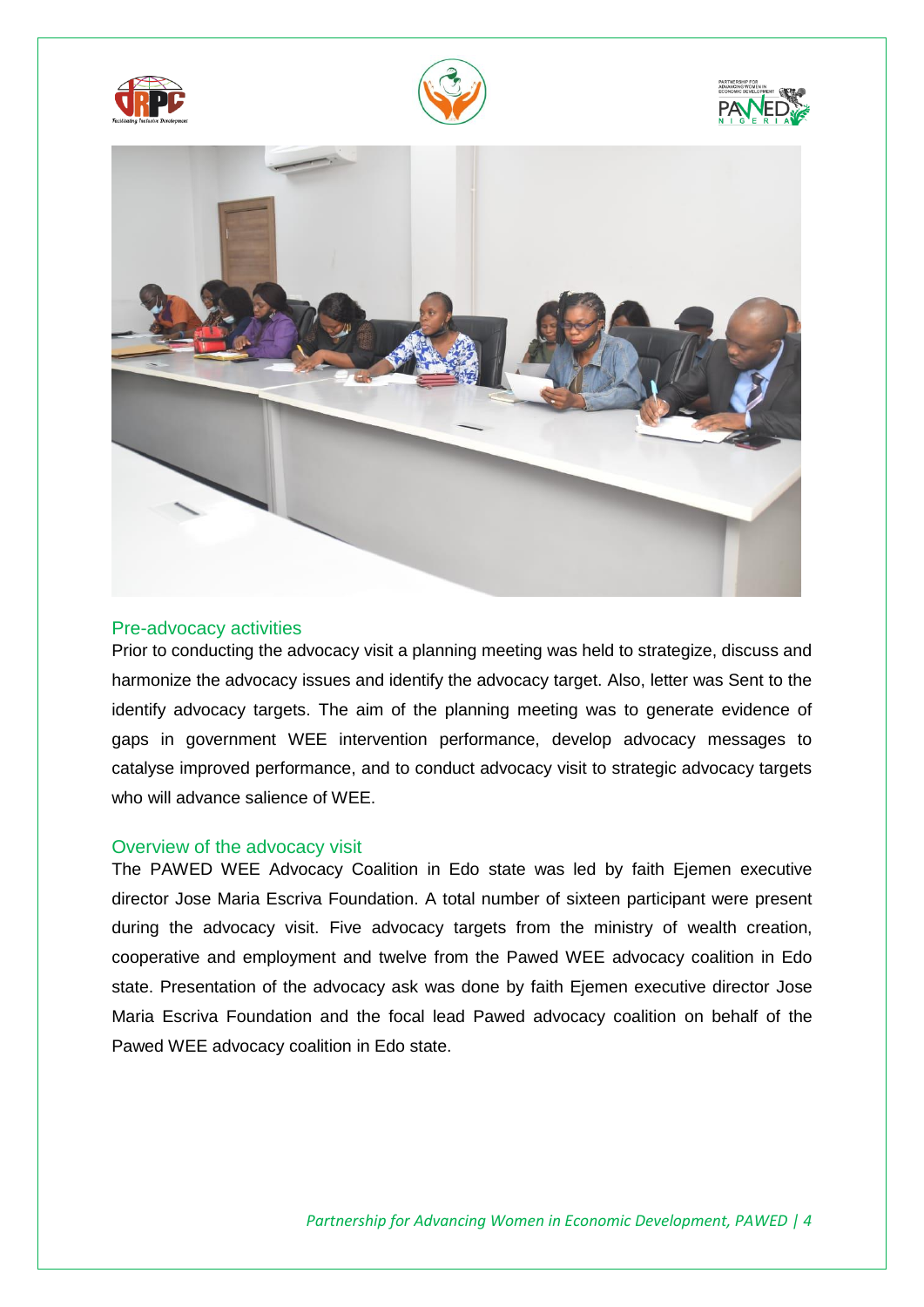## Pre-advocacy activities

Prior to conducting the advocacy visit a planning meeting was held to strategize, discuss and harmonize the advocacy issues and identify the advocacy target. Also, letter was Sent to the identify advocacy targets. The aim of the planning meeting was to generate evidence of gaps in government WEE intervention performance, develop advocacy messages to catalyse improved performance, and to conduct advocacy visit to strategic advocacy targets who will advance salience of WEE.

## Overview of the advocacy visit

The PAWED WEE Advocacy Coalition in Edo state was led by faith Ejemen executive director Jose Maria Escriva Foundation. A total number of sixteen participant were present during the advocacy visit. Five advocacy targets from the ministry of wealth creation, cooperative and employment and twelve from the Pawed WEE advocacy coalition in Edo state. Presentation of the advocacy ask was done by faith Ejemen executive director Jose Maria Escriva Foundation and the focal lead Pawed advocacy coalition on behalf of the Pawed WEE advocacy coalition in Edo state.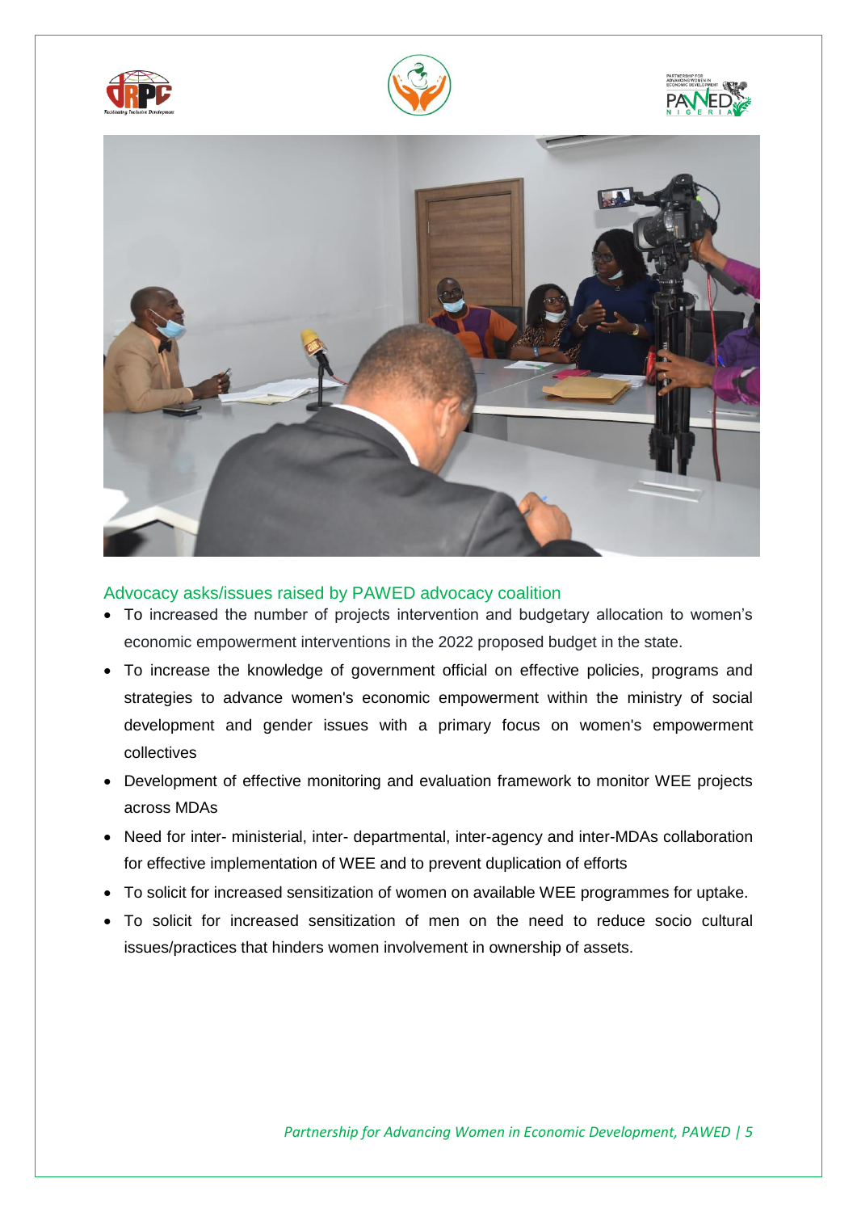## Advocacy asks/issues raised by PAWED advocacy coalition

- To increased the number of projects intervention and budgetary allocation to women's economic empowerment interventions in the 2022 proposed budget in the state.
- To increase the knowledge of government official on effective policies, programs and strategies to advance women's economic empowerment within the ministry of social development and gender issues with a primary focus on women's empowerment collectives
- Development of effective monitoring and evaluation framework to monitor WEE projects across MDAs
- Need for inter- ministerial, inter- departmental, inter-agency and inter-MDAs collaboration for effective implementation of WEE and to prevent duplication of efforts
- To solicit for increased sensitization of women on available WEE programmes for uptake.
- To solicit for increased sensitization of men on the need to reduce socio cultural issues/practices that hinders women involvement in ownership of assets.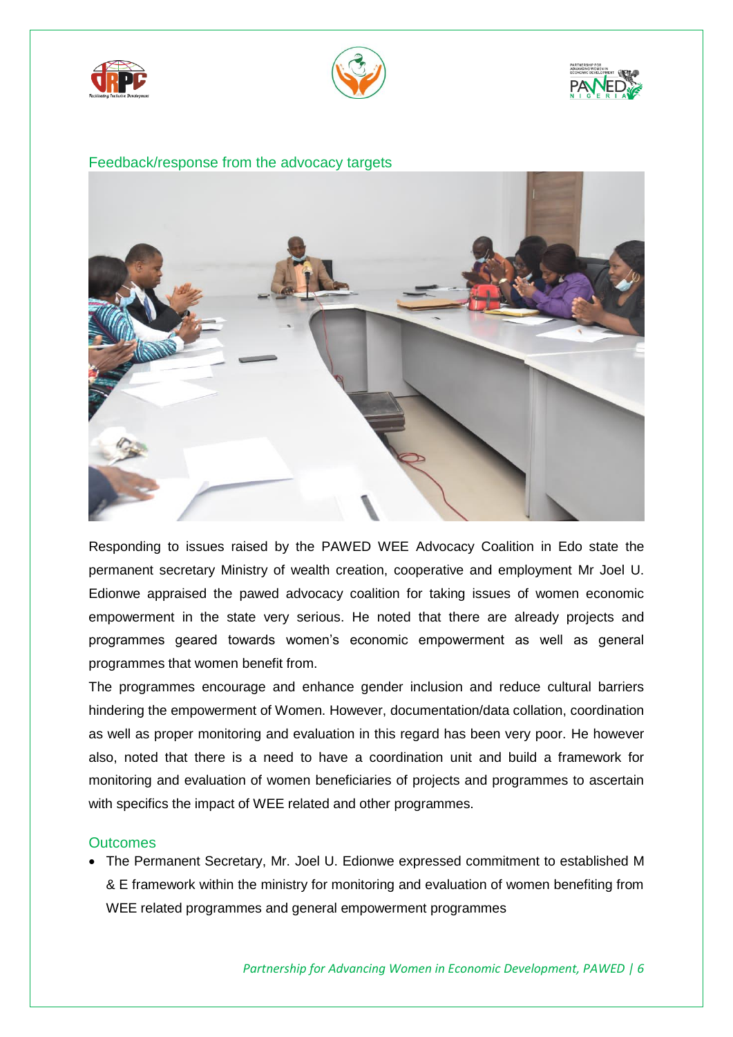## Feedback/response from the advocacy targets

Responding to issues raised by the PAWED WEE Advocacy Coalition in Edo state the permanent secretary Ministry of wealth creation, cooperative and employment Mr Joel U. Edionwe appraised the pawed advocacy coalition for taking issues of women economic empowerment in the state very serious. He noted that there are already projects and programmes geared towards women's economic empowerment as well as general programmes that women benefit from.

The programmes encourage and enhance gender inclusion and reduce cultural barriers hindering the empowerment of Women. However, documentation/data collation, coordination as well as proper monitoring and evaluation in this regard has been very poor. He however also, noted that there is a need to have a coordination unit and build a framework for monitoring and evaluation of women beneficiaries of projects and programmes to ascertain with specifics the impact of WEE related and other programmes.

## Outcomes

- The Permanent Secretary, Mr. Joel U. Edionwe expressed commitment to established M & E framework within the ministry for monitoring and evaluation of women benefiting from WEE related programmes and general empowerment programmes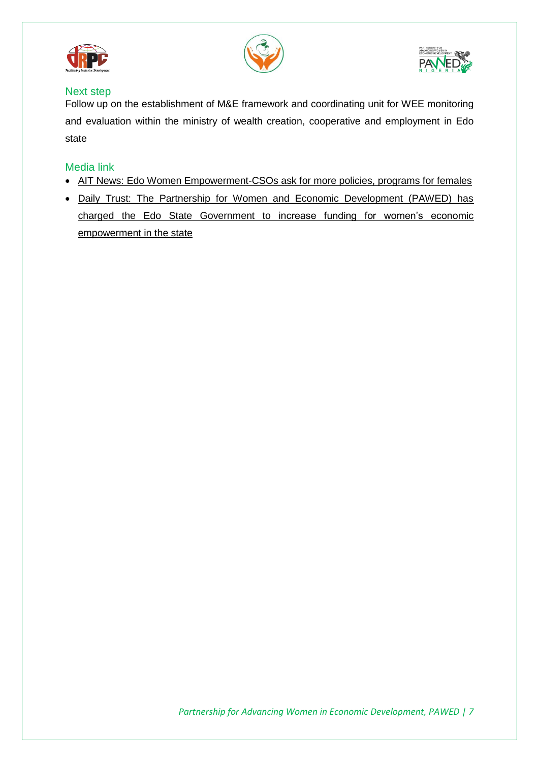## Next step

Follow up on the establishment of M&E framework and coordinating unit for WEE monitoring and evaluation within the ministry of wealth creation, cooperative and employment in Edo state

## Media link

- AIT News: Edo Women Empowerment-CSOs ask for more policies, programs for females
- Daily Trust: The Partnership for Women and Economic Development (PAWED) has charged the Edo State Government to increase funding for women's economic empowerment in the state